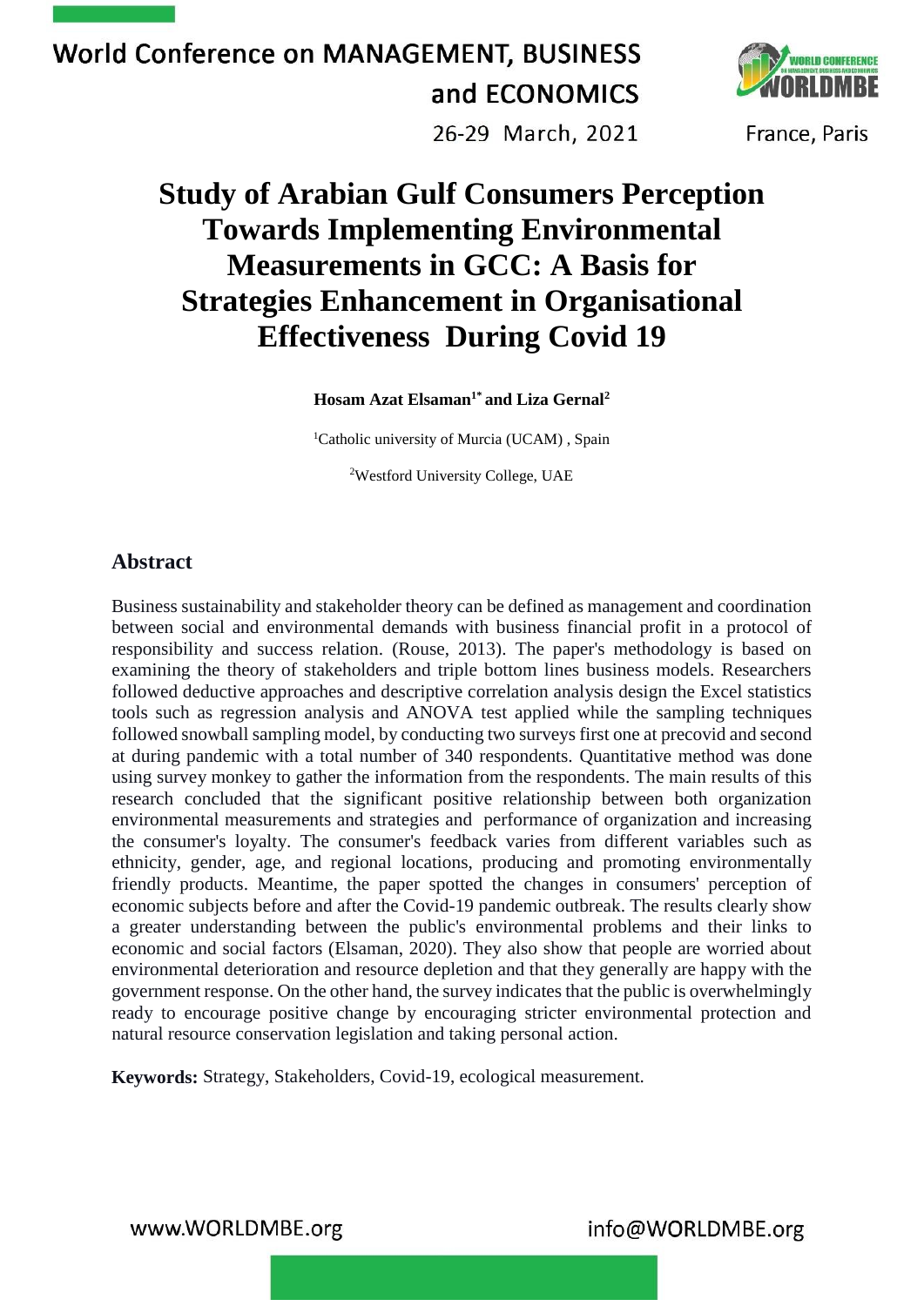# Study of Arabian Gulf Consumers Perception Towards Implementing Environmental Measurements in GCC: A Basis for Strategies Enhancement in Organisational Effectiveness During Covid 19

**Hosam Azat Elsaman[1*] and Liza Gernal[2]**

[1]Catholic university of Murcia (UCAM) , Spain

[2]Westford University College, UAE

## Abstract

Business sustainability and stakeholder theory can be defined as management and coordination between social and environmental demands with business financial profit in a protocol of responsibility and success relation. (Rouse, 2013). The paper's methodology is based on examining the theory of stakeholders and triple bottom lines business models. Researchers followed deductive approaches and descriptive correlation analysis design the Excel statistics tools such as regression analysis and ANOVA test applied while the sampling techniques followed snowball sampling model, by conducting two surveys first one at precovid and second at during pandemic with a total number of 340 respondents. Quantitative method was done using survey monkey to gather the information from the respondents. The main results of this research concluded that the significant positive relationship between both organization environmental measurements and strategies and performance of organization and increasing the consumer's loyalty. The consumer's feedback varies from different variables such as ethnicity, gender, age, and regional locations, producing and promoting environmentally friendly products. Meantime, the paper spotted the changes in consumers' perception of economic subjects before and after the Covid-19 pandemic outbreak. The results clearly show a greater understanding between the public's environmental problems and their links to economic and social factors (Elsaman, 2020). They also show that people are worried about environmental deterioration and resource depletion and that they generally are happy with the government response. On the other hand, the survey indicates that the public is overwhelmingly ready to encourage positive change by encouraging stricter environmental protection and natural resource conservation legislation and taking personal action.

**Keywords:** Strategy, Stakeholders, Covid-19, ecological measurement.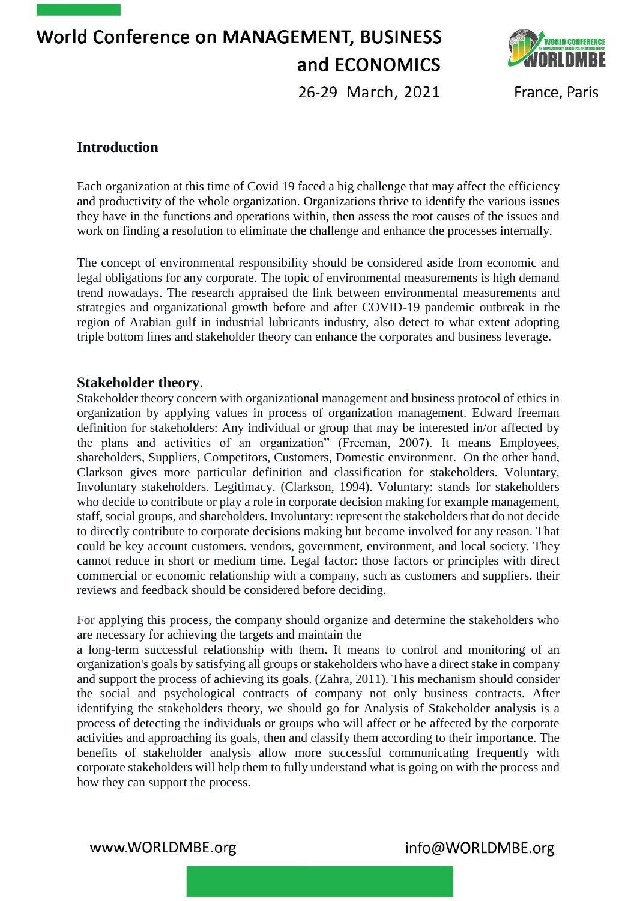## Introduction

Each organization at this time of Covid 19 faced a big challenge that may affect the efficiency and productivity of the whole organization. Organizations thrive to identify the various issues they have in the functions and operations within, then assess the root causes of the issues and work on finding a resolution to eliminate the challenge and enhance the processes internally.

The concept of environmental responsibility should be considered aside from economic and legal obligations for any corporate. The topic of environmental measurements is high demand trend nowadays. The research appraised the link between environmental measurements and strategies and organizational growth before and after COVID-19 pandemic outbreak in the region of Arabian gulf in industrial lubricants industry, also detect to what extent adopting triple bottom lines and stakeholder theory can enhance the corporates and business leverage.

## Stakeholder theory.

Stakeholder theory concern with organizational management and business protocol of ethics in organization by applying values in process of organization management. Edward freeman definition for stakeholders: Any individual or group that may be interested in/or affected by the plans and activities of an organization" (Freeman, 2007). It means Employees, shareholders, Suppliers, Competitors, Customers, Domestic environment. On the other hand, Clarkson gives more particular definition and classification for stakeholders. Voluntary, Involuntary stakeholders. Legitimacy. (Clarkson, 1994). Voluntary: stands for stakeholders who decide to contribute or play a role in corporate decision making for example management, staff, social groups, and shareholders. Involuntary: represent the stakeholders that do not decide to directly contribute to corporate decisions making but become involved for any reason. That could be key account customers. vendors, government, environment, and local society. They cannot reduce in short or medium time. Legal factor: those factors or principles with direct commercial or economic relationship with a company, such as customers and suppliers. their reviews and feedback should be considered before deciding.

For applying this process, the company should organize and determine the stakeholders who are necessary for achieving the targets and maintain the a long-term successful relationship with them. It means to control and monitoring of an organization's goals by satisfying all groups or stakeholders who have a direct stake in company and support the process of achieving its goals. (Zahra, 2011). This mechanism should consider the social and psychological contracts of company not only business contracts. After identifying the stakeholders theory, we should go for Analysis of Stakeholder analysis is a process of detecting the individuals or groups who will affect or be affected by the corporate activities and approaching its goals, then and classify them according to their importance. The benefits of stakeholder analysis allow more successful communicating frequently with corporate stakeholders will help them to fully understand what is going on with the process and how they can support the process.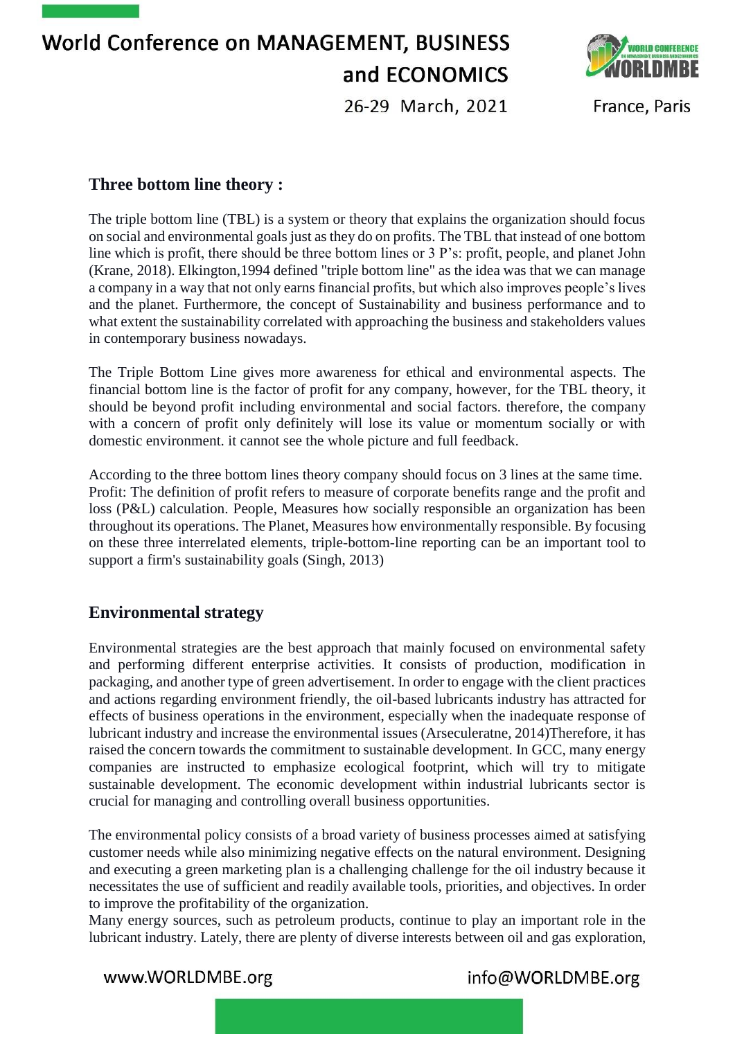## Three bottom line theory :

The triple bottom line (TBL) is a system or theory that explains the organization should focus on social and environmental goals just as they do on profits. The TBL that instead of one bottom line which is profit, there should be three bottom lines or 3 P's: profit, people, and planet John (Krane, 2018). Elkington,1994 defined "triple bottom line" as the idea was that we can manage a company in a way that not only earns financial profits, but which also improves people's lives and the planet. Furthermore, the concept of Sustainability and business performance and to what extent the sustainability correlated with approaching the business and stakeholders values in contemporary business nowadays.

The Triple Bottom Line gives more awareness for ethical and environmental aspects. The financial bottom line is the factor of profit for any company, however, for the TBL theory, it should be beyond profit including environmental and social factors. therefore, the company with a concern of profit only definitely will lose its value or momentum socially or with domestic environment. it cannot see the whole picture and full feedback.

According to the three bottom lines theory company should focus on 3 lines at the same time. Profit: The definition of profit refers to measure of corporate benefits range and the profit and loss (P&L) calculation. People, Measures how socially responsible an organization has been throughout its operations. The Planet, Measures how environmentally responsible. By focusing on these three interrelated elements, triple-bottom-line reporting can be an important tool to support a firm's sustainability goals (Singh, 2013)

## Environmental strategy

Environmental strategies are the best approach that mainly focused on environmental safety and performing different enterprise activities. It consists of production, modification in packaging, and another type of green advertisement. In order to engage with the client practices and actions regarding environment friendly, the oil-based lubricants industry has attracted for effects of business operations in the environment, especially when the inadequate response of lubricant industry and increase the environmental issues (Arseculeratne, 2014)Therefore, it has raised the concern towards the commitment to sustainable development. In GCC, many energy companies are instructed to emphasize ecological footprint, which will try to mitigate sustainable development. The economic development within industrial lubricants sector is crucial for managing and controlling overall business opportunities.

The environmental policy consists of a broad variety of business processes aimed at satisfying customer needs while also minimizing negative effects on the natural environment. Designing and executing a green marketing plan is a challenging challenge for the oil industry because it necessitates the use of sufficient and readily available tools, priorities, and objectives. In order to improve the profitability of the organization.

Many energy sources, such as petroleum products, continue to play an important role in the lubricant industry. Lately, there are plenty of diverse interests between oil and gas exploration,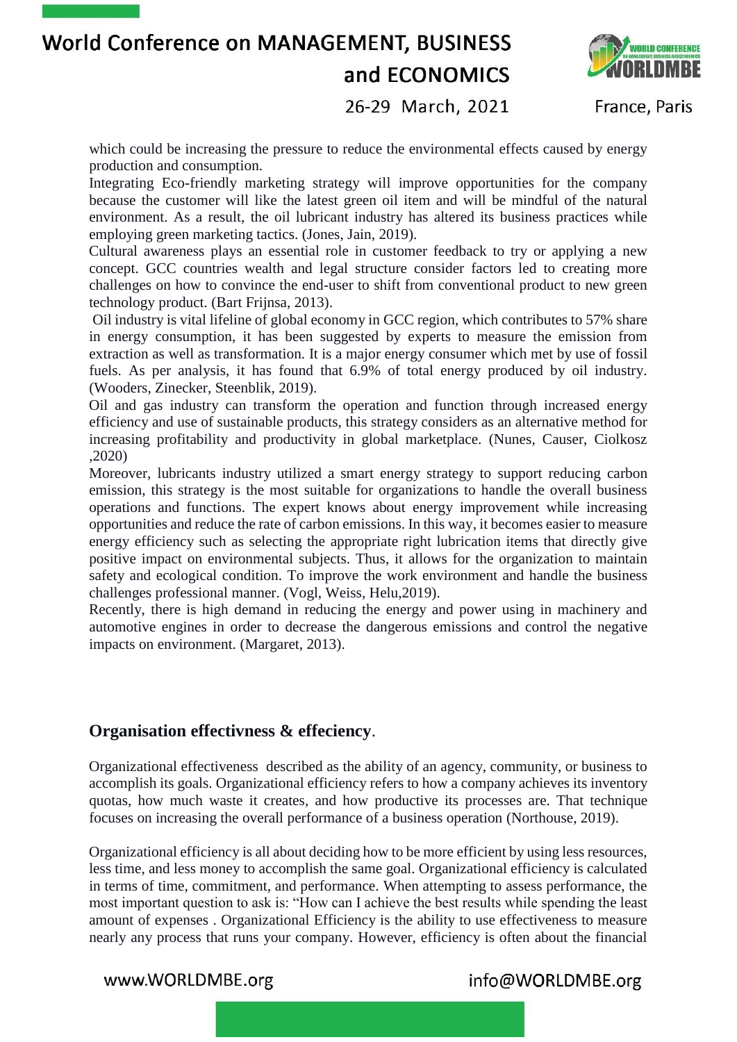which could be increasing the pressure to reduce the environmental effects caused by energy production and consumption.

Integrating Eco-friendly marketing strategy will improve opportunities for the company because the customer will like the latest green oil item and will be mindful of the natural environment. As a result, the oil lubricant industry has altered its business practices while employing green marketing tactics. (Jones, Jain, 2019).

Cultural awareness plays an essential role in customer feedback to try or applying a new concept. GCC countries wealth and legal structure consider factors led to creating more challenges on how to convince the end-user to shift from conventional product to new green technology product. (Bart Frijnsa, 2013).

Oil industry is vital lifeline of global economy in GCC region, which contributes to 57% share in energy consumption, it has been suggested by experts to measure the emission from extraction as well as transformation. It is a major energy consumer which met by use of fossil fuels. As per analysis, it has found that 6.9% of total energy produced by oil industry. (Wooders, Zinecker, Steenblik, 2019).

Oil and gas industry can transform the operation and function through increased energy efficiency and use of sustainable products, this strategy considers as an alternative method for increasing profitability and productivity in global marketplace. (Nunes, Causer, Ciolkosz ,2020)

Moreover, lubricants industry utilized a smart energy strategy to support reducing carbon emission, this strategy is the most suitable for organizations to handle the overall business operations and functions. The expert knows about energy improvement while increasing opportunities and reduce the rate of carbon emissions. In this way, it becomes easier to measure energy efficiency such as selecting the appropriate right lubrication items that directly give positive impact on environmental subjects. Thus, it allows for the organization to maintain safety and ecological condition. To improve the work environment and handle the business challenges professional manner. (Vogl, Weiss, Helu,2019).

Recently, there is high demand in reducing the energy and power using in machinery and automotive engines in order to decrease the dangerous emissions and control the negative impacts on environment. (Margaret, 2013).

## Organisation effectivness & effeciency.

Organizational effectiveness described as the ability of an agency, community, or business to accomplish its goals. Organizational efficiency refers to how a company achieves its inventory quotas, how much waste it creates, and how productive its processes are. That technique focuses on increasing the overall performance of a business operation (Northouse, 2019).

Organizational efficiency is all about deciding how to be more efficient by using less resources, less time, and less money to accomplish the same goal. Organizational efficiency is calculated in terms of time, commitment, and performance. When attempting to assess performance, the most important question to ask is: "How can I achieve the best results while spending the least amount of expenses . Organizational Efficiency is the ability to use effectiveness to measure nearly any process that runs your company. However, efficiency is often about the financial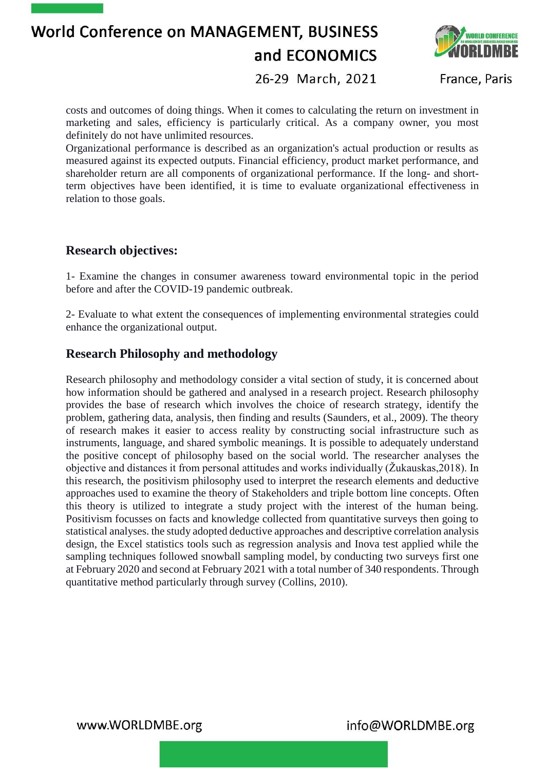costs and outcomes of doing things. When it comes to calculating the return on investment in marketing and sales, efficiency is particularly critical. As a company owner, you most definitely do not have unlimited resources.

Organizational performance is described as an organization's actual production or results as measured against its expected outputs. Financial efficiency, product market performance, and shareholder return are all components of organizational performance. If the long- and short-term objectives have been identified, it is time to evaluate organizational effectiveness in relation to those goals.

## Research objectives:

1- Examine the changes in consumer awareness toward environmental topic in the period before and after the COVID-19 pandemic outbreak.

2- Evaluate to what extent the consequences of implementing environmental strategies could enhance the organizational output.

## Research Philosophy and methodology

Research philosophy and methodology consider a vital section of study, it is concerned about how information should be gathered and analysed in a research project. Research philosophy provides the base of research which involves the choice of research strategy, identify the problem, gathering data, analysis, then finding and results (Saunders, et al., 2009). The theory of research makes it easier to access reality by constructing social infrastructure such as instruments, language, and shared symbolic meanings. It is possible to adequately understand the positive concept of philosophy based on the social world. The researcher analyses the objective and distances it from personal attitudes and works individually (Žukauskas,2018). In this research, the positivism philosophy used to interpret the research elements and deductive approaches used to examine the theory of Stakeholders and triple bottom line concepts. Often this theory is utilized to integrate a study project with the interest of the human being. Positivism focusses on facts and knowledge collected from quantitative surveys then going to statistical analyses. the study adopted deductive approaches and descriptive correlation analysis design, the Excel statistics tools such as regression analysis and Inova test applied while the sampling techniques followed snowball sampling model, by conducting two surveys first one at February 2020 and second at February 2021 with a total number of 340 respondents. Through quantitative method particularly through survey (Collins, 2010).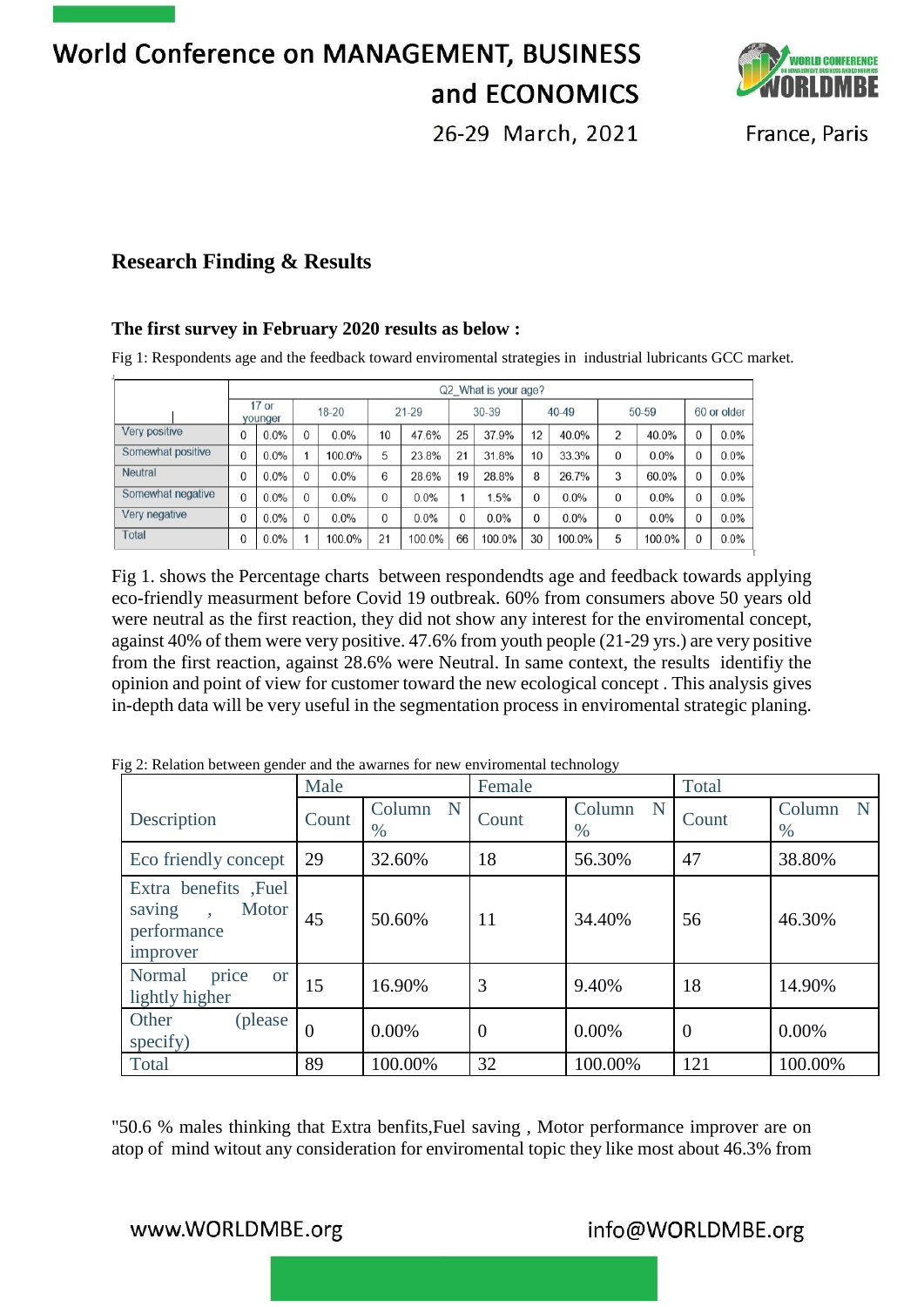## Research Finding & Results

### The first survey in February 2020 results as below :

Fig 1: Respondents age and the feedback toward enviromental strategies in industrial lubricants GCC market.

| | Q2_What is your age? | | | | | | | | | | | | | |
|---|---|---|---|---|---|---|---|---|---|---|---|---|---|---|
| | 17 or younger | | 18-20 | | 21-29 | | 30-39 | | 40-49 | | 50-59 | | 60 or older | |
| Very positive | 0 | 0.0% | 0 | 0.0% | 10 | 47.6% | 25 | 37.9% | 12 | 40.0% | 2 | 40.0% | 0 | 0.0% |
| Somewhat positive | 0 | 0.0% | 1 | 100.0% | 5 | 23.8% | 21 | 31.8% | 10 | 33.3% | 0 | 0.0% | 0 | 0.0% |
| Neutral | 0 | 0.0% | 0 | 0.0% | 6 | 28.6% | 19 | 28.8% | 8 | 26.7% | 3 | 60.0% | 0 | 0.0% |
| Somewhat negative | 0 | 0.0% | 0 | 0.0% | 0 | 0.0% | 1 | 1.5% | 0 | 0.0% | 0 | 0.0% | 0 | 0.0% |
| Very negative | 0 | 0.0% | 0 | 0.0% | 0 | 0.0% | 0 | 0.0% | 0 | 0.0% | 0 | 0.0% | 0 | 0.0% |
| Total | 0 | 0.0% | 1 | 100.0% | 21 | 100.0% | 66 | 100.0% | 30 | 100.0% | 5 | 100.0% | 0 | 0.0% |

Fig 1. shows the Percentage charts between respondendts age and feedback towards applying eco-friendly measurment before Covid 19 outbreak. 60% from consumers above 50 years old were neutral as the first reaction, they did not show any interest for the enviromental concept, against 40% of them were very positive. 47.6% from youth people (21-29 yrs.) are very positive from the first reaction, against 28.6% were Neutral. In same context, the results identifiy the opinion and point of view for customer toward the new ecological concept . This analysis gives in-depth data will be very useful in the segmentation process in enviromental strategic planing.

Fig 2: Relation between gender and the awarnes for new enviromental technology

| Description | Male | | Female | | Total | |
|---|---|---|---|---|---|---|
| | Count | Column N % | Count | Column N % | Count | Column N % |
| Eco friendly concept | 29 | 32.60% | 18 | 56.30% | 47 | 38.80% |
| Extra benefits ,Fuel saving , Motor performance improver | 45 | 50.60% | 11 | 34.40% | 56 | 46.30% |
| Normal price or lightly higher | 15 | 16.90% | 3 | 9.40% | 18 | 14.90% |
| Other (please specify) | 0 | 0.00% | 0 | 0.00% | 0 | 0.00% |
| Total | 89 | 100.00% | 32 | 100.00% | 121 | 100.00% |

"50.6 % males thinking that Extra benfits,Fuel saving , Motor performance improver are on atop of mind witout any consideration for enviromental topic they like most about 46.3% from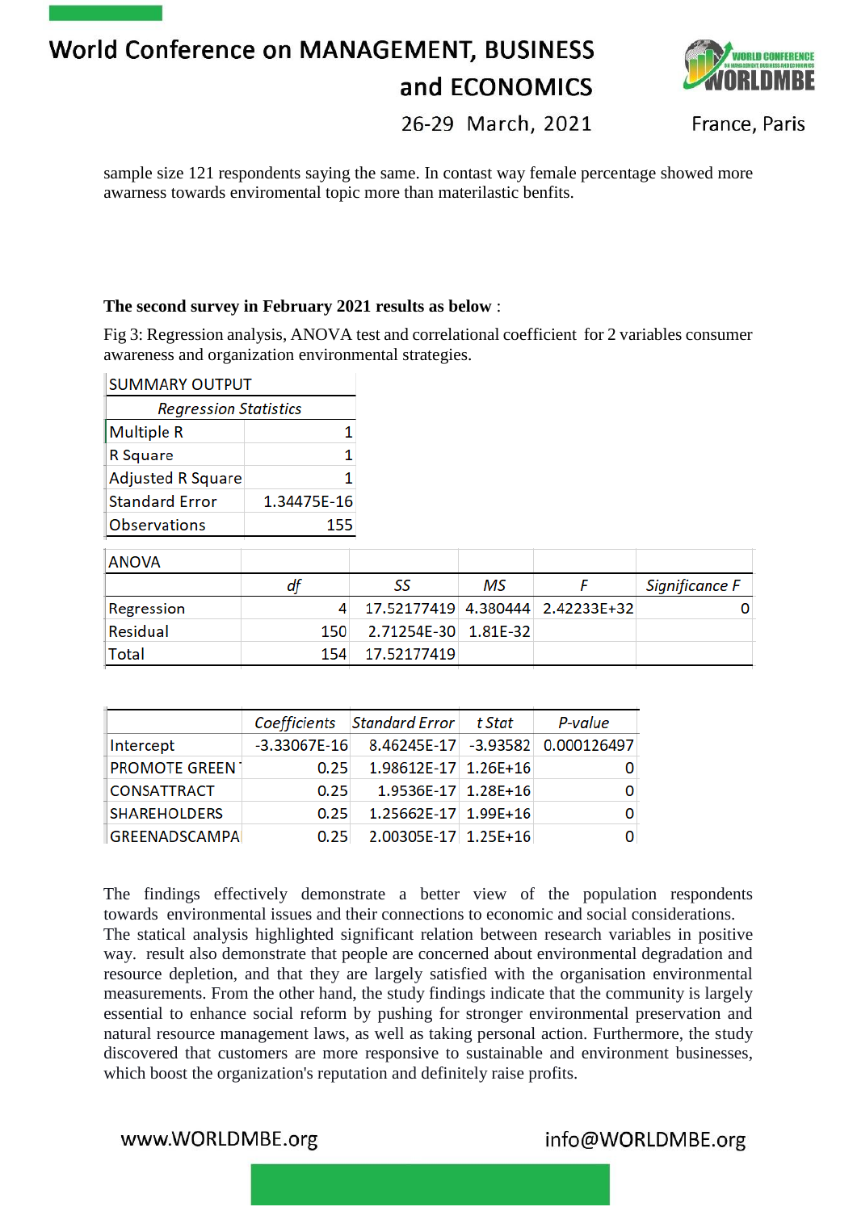sample size 121 respondents saying the same. In contast way female percentage showed more awarness towards enviromental topic more than materilastic benfits.

**The second survey in February 2021 results as below** :

Fig 3: Regression analysis, ANOVA test and correlational coefficient for 2 variables consumer awareness and organization environmental strategies.

SUMMARY OUTPUT

| *Regression Statistics* | |
|---|---|
| Multiple R | 1 |
| R Square | 1 |
| Adjusted R Square | 1 |
| Standard Error | 1.34475E-16 |
| Observations | 155 |

ANOVA

| | *df* | *SS* | *MS* | *F* | *Significance F* |
|---|---|---|---|---|---|
| Regression | 4 | 17.52177419 | 4.380444 | 2.42233E+32 | 0 |
| Residual | 150 | 2.71254E-30 | 1.81E-32 | | |
| Total | 154 | 17.52177419 | | | |

| | *Coefficients* | *Standard Error* | *t Stat* | *P-value* |
|---|---|---|---|---|
| Intercept | -3.33067E-16 | 8.46245E-17 | -3.93582 | 0.000126497 |
| PROMOTE GREEN | 0.25 | 1.98612E-17 | 1.26E+16 | 0 |
| CONSATTRACT | 0.25 | 1.9536E-17 | 1.28E+16 | 0 |
| SHAREHOLDERS | 0.25 | 1.25662E-17 | 1.99E+16 | 0 |
| GREENADSCAMPA | 0.25 | 2.00305E-17 | 1.25E+16 | 0 |

The findings effectively demonstrate a better view of the population respondents towards environmental issues and their connections to economic and social considerations. The statical analysis highlighted significant relation between research variables in positive way. result also demonstrate that people are concerned about environmental degradation and resource depletion, and that they are largely satisfied with the organisation environmental measurements. From the other hand, the study findings indicate that the community is largely essential to enhance social reform by pushing for stronger environmental preservation and natural resource management laws, as well as taking personal action. Furthermore, the study discovered that customers are more responsive to sustainable and environment businesses, which boost the organization's reputation and definitely raise profits.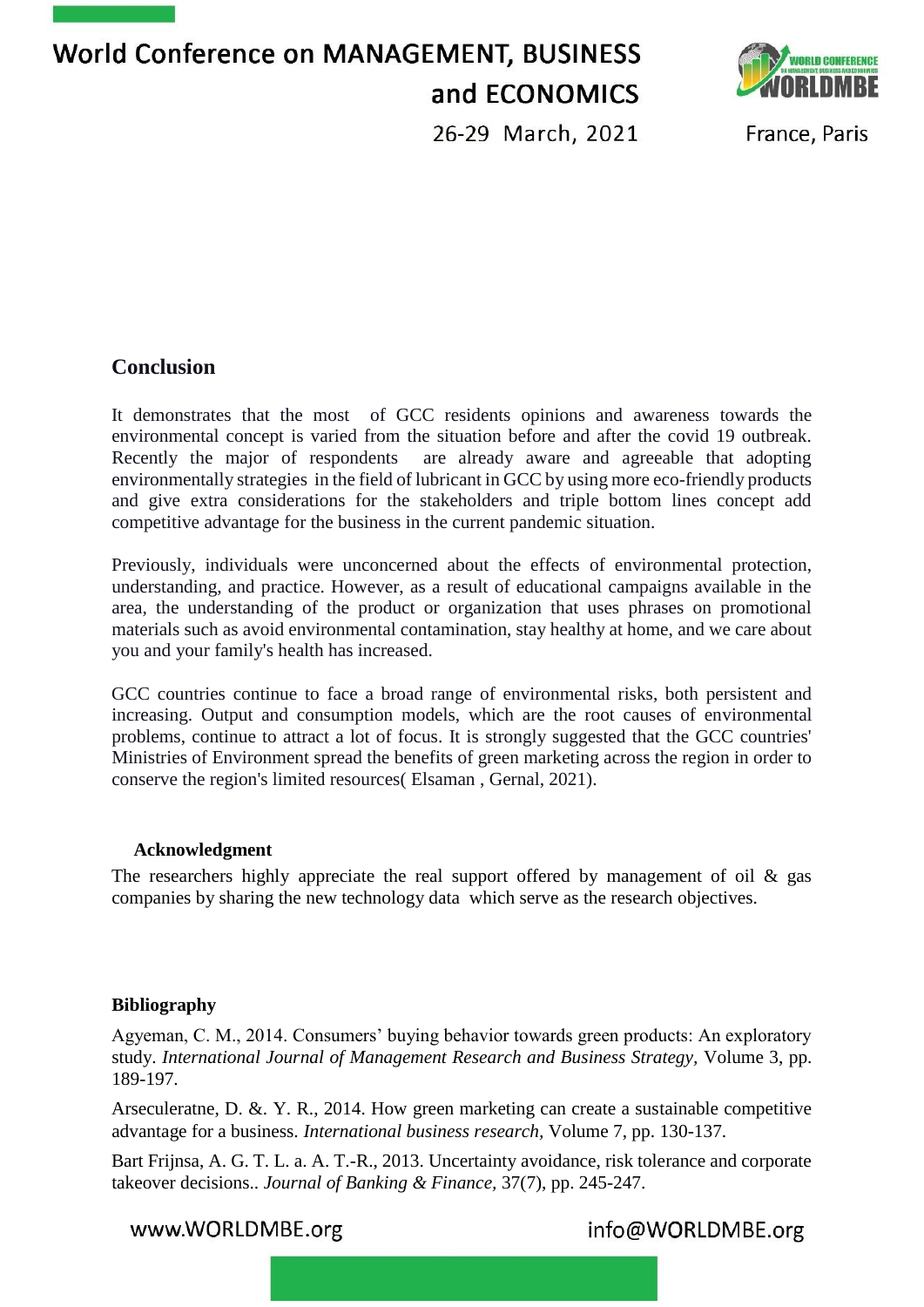## Conclusion

It demonstrates that the most of GCC residents opinions and awareness towards the environmental concept is varied from the situation before and after the covid 19 outbreak. Recently the major of respondents are already aware and agreeable that adopting environmentally strategies in the field of lubricant in GCC by using more eco-friendly products and give extra considerations for the stakeholders and triple bottom lines concept add competitive advantage for the business in the current pandemic situation.

Previously, individuals were unconcerned about the effects of environmental protection, understanding, and practice. However, as a result of educational campaigns available in the area, the understanding of the product or organization that uses phrases on promotional materials such as avoid environmental contamination, stay healthy at home, and we care about you and your family's health has increased.

GCC countries continue to face a broad range of environmental risks, both persistent and increasing. Output and consumption models, which are the root causes of environmental problems, continue to attract a lot of focus. It is strongly suggested that the GCC countries' Ministries of Environment spread the benefits of green marketing across the region in order to conserve the region's limited resources( Elsaman , Gernal, 2021).

### Acknowledgment

The researchers highly appreciate the real support offered by management of oil & gas companies by sharing the new technology data which serve as the research objectives.

## Bibliography

Agyeman, C. M., 2014. Consumers' buying behavior towards green products: An exploratory study. *International Journal of Management Research and Business Strategy,* Volume 3, pp. 189-197.

Arseculeratne, D. &. Y. R., 2014. How green marketing can create a sustainable competitive advantage for a business. *International business research,* Volume 7, pp. 130-137.

Bart Frijnsa, A. G. T. L. a. A. T.-R., 2013. Uncertainty avoidance, risk tolerance and corporate takeover decisions.. *Journal of Banking & Finance,* 37(7), pp. 245-247.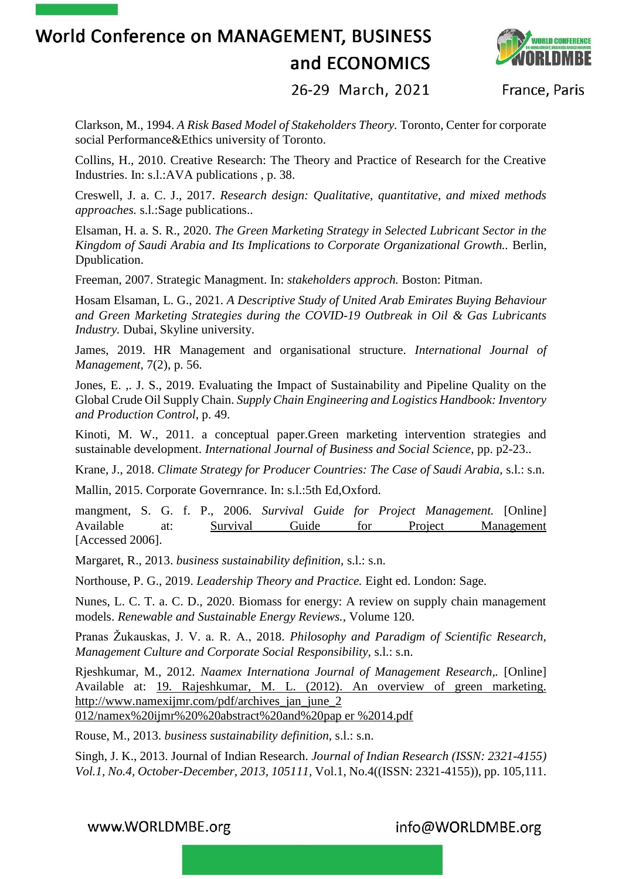Clarkson, M., 1994. *A Risk Based Model of Stakeholders Theory.* Toronto, Center for corporate social Performance&Ethics university of Toronto.

Collins, H., 2010. Creative Research: The Theory and Practice of Research for the Creative Industries. In: s.l.:AVA publications , p. 38.

Creswell, J. a. C. J., 2017. *Research design: Qualitative, quantitative, and mixed methods approaches.* s.l.:Sage publications..

Elsaman, H. a. S. R., 2020. *The Green Marketing Strategy in Selected Lubricant Sector in the Kingdom of Saudi Arabia and Its Implications to Corporate Organizational Growth..* Berlin, Dpublication.

Freeman, 2007. Strategic Managment. In: *stakeholders approch.* Boston: Pitman.

Hosam Elsaman, L. G., 2021. *A Descriptive Study of United Arab Emirates Buying Behaviour and Green Marketing Strategies during the COVID-19 Outbreak in Oil & Gas Lubricants Industry.* Dubai, Skyline university.

James, 2019. HR Management and organisational structure. *International Journal of Management,* 7(2), p. 56.

Jones, E. ,. J. S., 2019. Evaluating the Impact of Sustainability and Pipeline Quality on the Global Crude Oil Supply Chain. *Supply Chain Engineering and Logistics Handbook: Inventory and Production Control,* p. 49.

Kinoti, M. W., 2011. a conceptual paper.Green marketing intervention strategies and sustainable development. *International Journal of Business and Social Science,* pp. p2-23..

Krane, J., 2018. *Climate Strategy for Producer Countries: The Case of Saudi Arabia,* s.l.: s.n.

Mallin, 2015. Corporate Govenrnance. In: s.l.:5th Ed,Oxford.

mangment, S. G. f. P., 2006. *Survival Guide for Project Management.* [Online] Available at: Survival Guide for Project Management [Accessed 2006].

Margaret, R., 2013. *business sustainability definition,* s.l.: s.n.

Northouse, P. G., 2019. *Leadership Theory and Practice.* Eight ed. London: Sage.

Nunes, L. C. T. a. C. D., 2020. Biomass for energy: A review on supply chain management models. *Renewable and Sustainable Energy Reviews.,* Volume 120.

Pranas Žukauskas, J. V. a. R. A., 2018. *Philosophy and Paradigm of Scientific Research, Management Culture and Corporate Social Responsibility,* s.l.: s.n.

Rjeshkumar, M., 2012. *Naamex Internationa Journal of Management Research,.* [Online] Available at: 19. Rajeshkumar, M. L. (2012). An overview of green marketing. http://www.namexijmr.com/pdf/archives_jan_june_2 012/namex%20ijmr%20%20abstract%20and%20pap er %2014.pdf

Rouse, M., 2013. *business sustainability definition,* s.l.: s.n.

Singh, J. K., 2013. Journal of Indian Research. *Journal of Indian Research (ISSN: 2321-4155) Vol.1, No.4, October-December, 2013, 105111,* Vol.1, No.4((ISSN: 2321-4155)), pp. 105,111.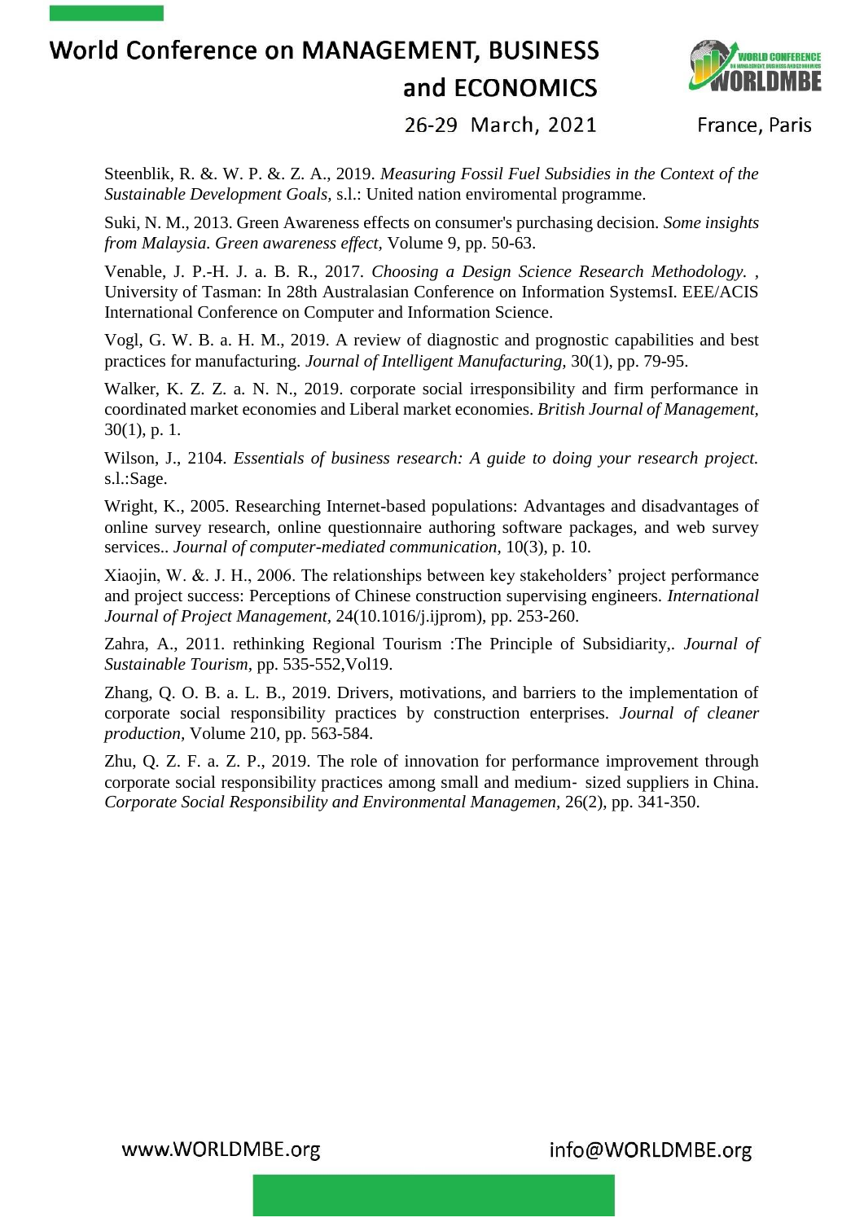Steenblik, R. &. W. P. &. Z. A., 2019. *Measuring Fossil Fuel Subsidies in the Context of the Sustainable Development Goals*, s.l.: United nation enviromental programme.

Suki, N. M., 2013. Green Awareness effects on consumer's purchasing decision. *Some insights from Malaysia. Green awareness effect*, Volume 9, pp. 50-63.

Venable, J. P.-H. J. a. B. R., 2017. *Choosing a Design Science Research Methodology.* , University of Tasman: In 28th Australasian Conference on Information SystemsI. EEE/ACIS International Conference on Computer and Information Science.

Vogl, G. W. B. a. H. M., 2019. A review of diagnostic and prognostic capabilities and best practices for manufacturing. *Journal of Intelligent Manufacturing,* 30(1), pp. 79-95.

Walker, K. Z. Z. a. N. N., 2019. corporate social irresponsibility and firm performance in coordinated market economies and Liberal market economies. *British Journal of Management,* 30(1), p. 1.

Wilson, J., 2104. *Essentials of business research: A guide to doing your research project.* s.l.:Sage.

Wright, K., 2005. Researching Internet-based populations: Advantages and disadvantages of online survey research, online questionnaire authoring software packages, and web survey services.. *Journal of computer-mediated communication,* 10(3), p. 10.

Xiaojin, W. &. J. H., 2006. The relationships between key stakeholders' project performance and project success: Perceptions of Chinese construction supervising engineers. *International Journal of Project Management,* 24(10.1016/j.ijprom), pp. 253-260.

Zahra, A., 2011. rethinking Regional Tourism :The Principle of Subsidiarity,. *Journal of Sustainable Tourism,* pp. 535-552,Vol19.

Zhang, Q. O. B. a. L. B., 2019. Drivers, motivations, and barriers to the implementation of corporate social responsibility practices by construction enterprises. *Journal of cleaner production,* Volume 210, pp. 563-584.

Zhu, Q. Z. F. a. Z. P., 2019. The role of innovation for performance improvement through corporate social responsibility practices among small and medium- sized suppliers in China. *Corporate Social Responsibility and Environmental Managemen,* 26(2), pp. 341-350.